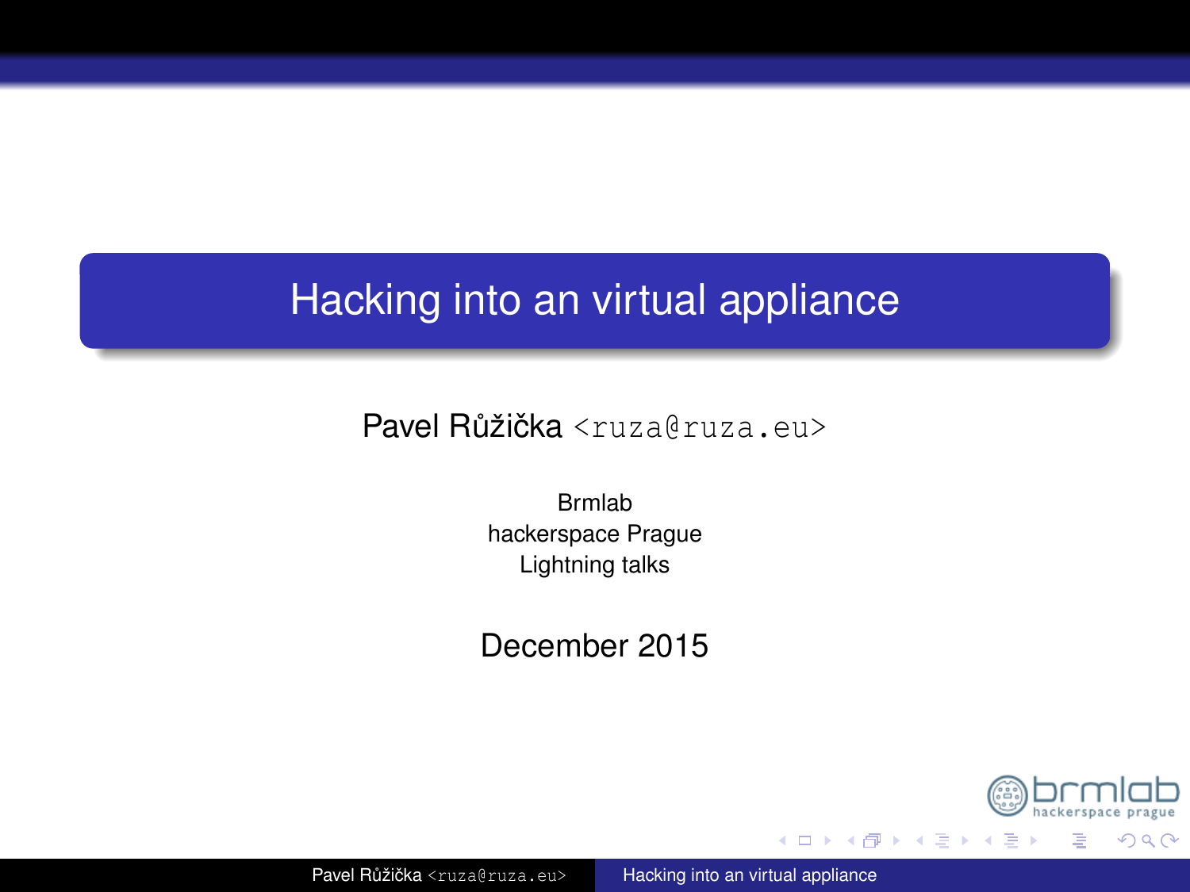# Hacking into an virtual appliance

Pavel Růžička <ruza@ruza.eu>

Brmlab
hackerspace Prague
Lightning talks

December 2015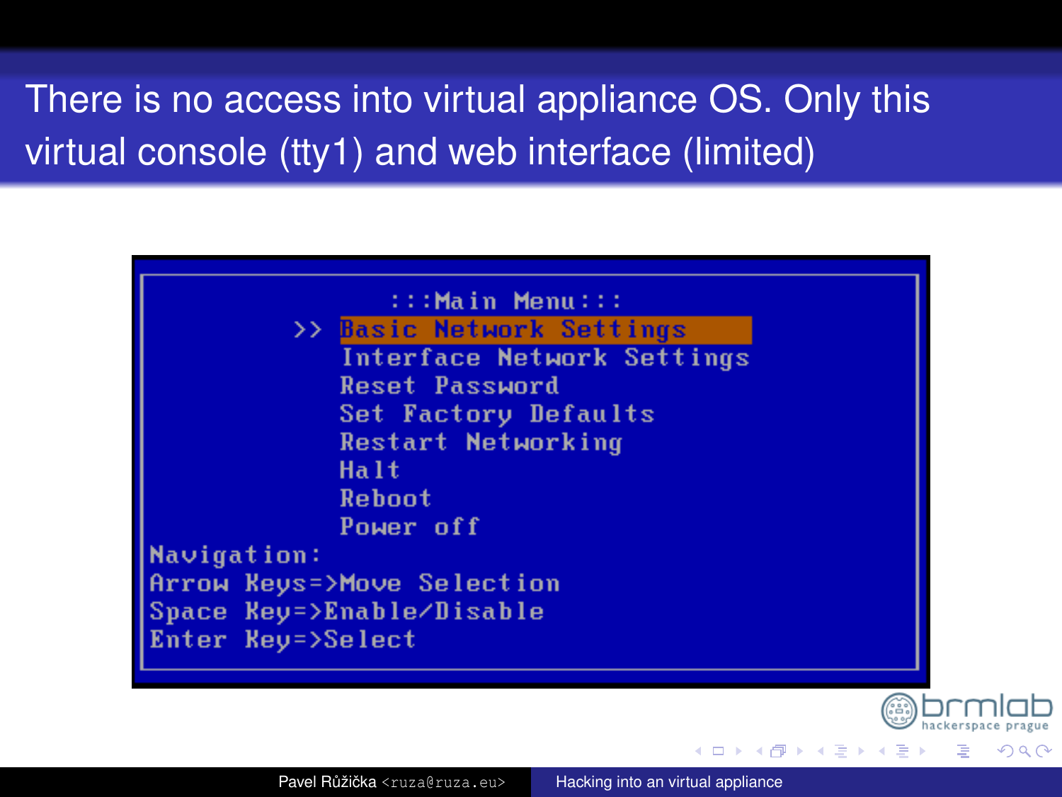## There is no access into virtual appliance OS. Only this virtual console (tty1) and web interface (limited)

```
:::Main Menu:::
>> Basic Network Settings
   Interface Network Settings
   Reset Password
   Set Factory Defaults
   Restart Networking
   Halt
   Reboot
   Power off
Navigation:
Arrow Keys=>Move Selection
Space Key=>Enable/Disable
Enter Key=>Select
```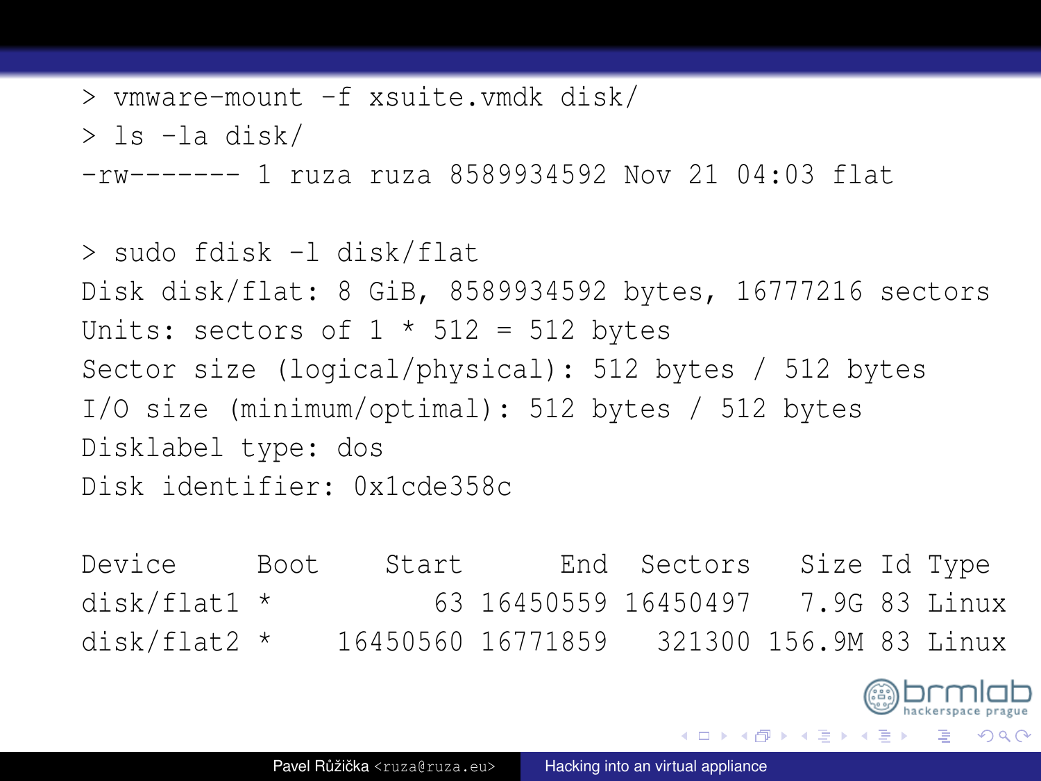```
> vmware-mount -f xsuite.vmdk disk/
> ls -la disk/
-rw------- 1 ruza ruza 8589934592 Nov 21 04:03 flat

> sudo fdisk -l disk/flat
Disk disk/flat: 8 GiB, 8589934592 bytes, 16777216 sectors
Units: sectors of 1 * 512 = 512 bytes
Sector size (logical/physical): 512 bytes / 512 bytes
I/O size (minimum/optimal): 512 bytes / 512 bytes
Disklabel type: dos
Disk identifier: 0x1cde358c

Device     Boot    Start      End  Sectors   Size Id Type
disk/flat1 *          63 16450559 16450497   7.9G 83 Linux
disk/flat2 *    16450560 16771859   321300 156.9M 83 Linux
```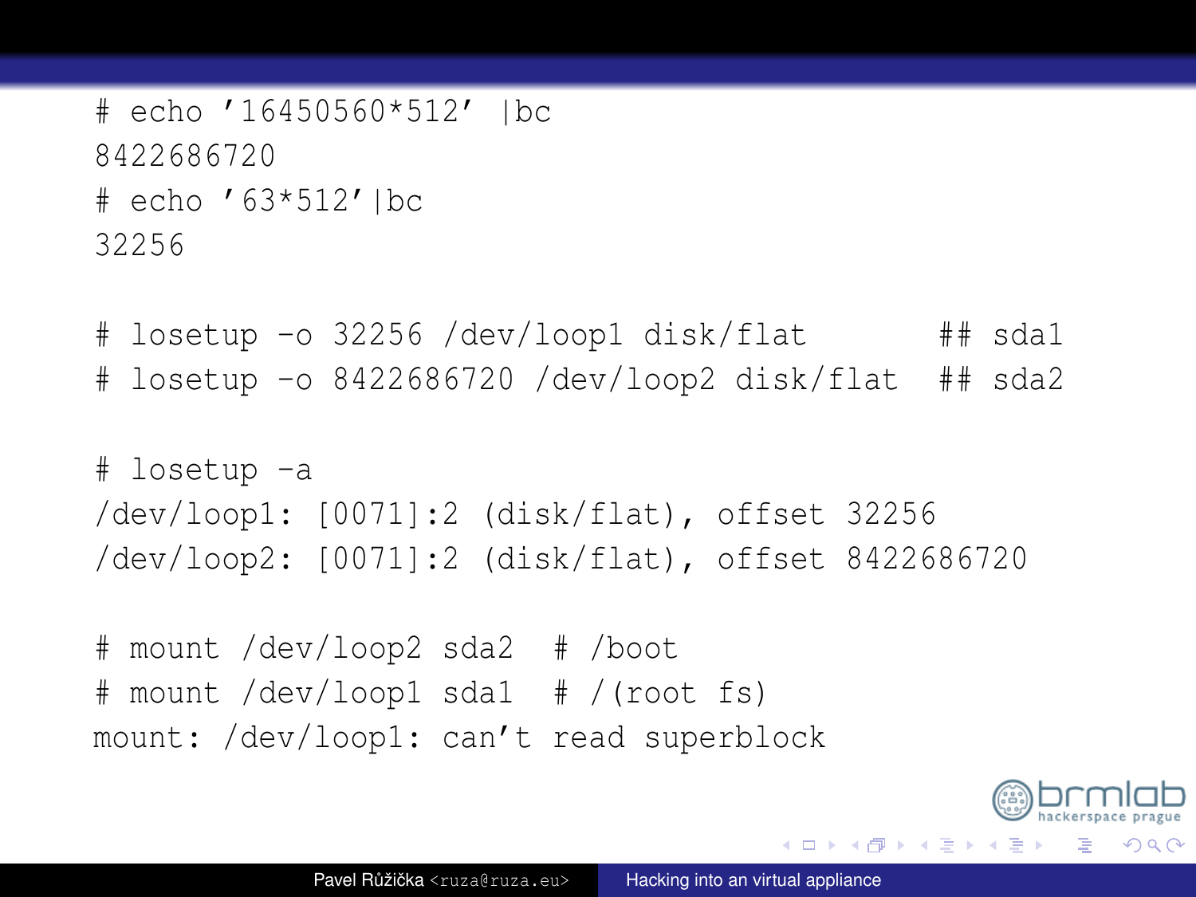```
# echo '16450560*512' |bc
8422686720
# echo '63*512'|bc
32256

# losetup -o 32256 /dev/loop1 disk/flat        ## sda1
# losetup -o 8422686720 /dev/loop2 disk/flat   ## sda2

# losetup -a
/dev/loop1: [0071]:2 (disk/flat), offset 32256
/dev/loop2: [0071]:2 (disk/flat), offset 8422686720

# mount /dev/loop2 sda2  # /boot
# mount /dev/loop1 sda1  # /(root fs)
mount: /dev/loop1: can't read superblock
```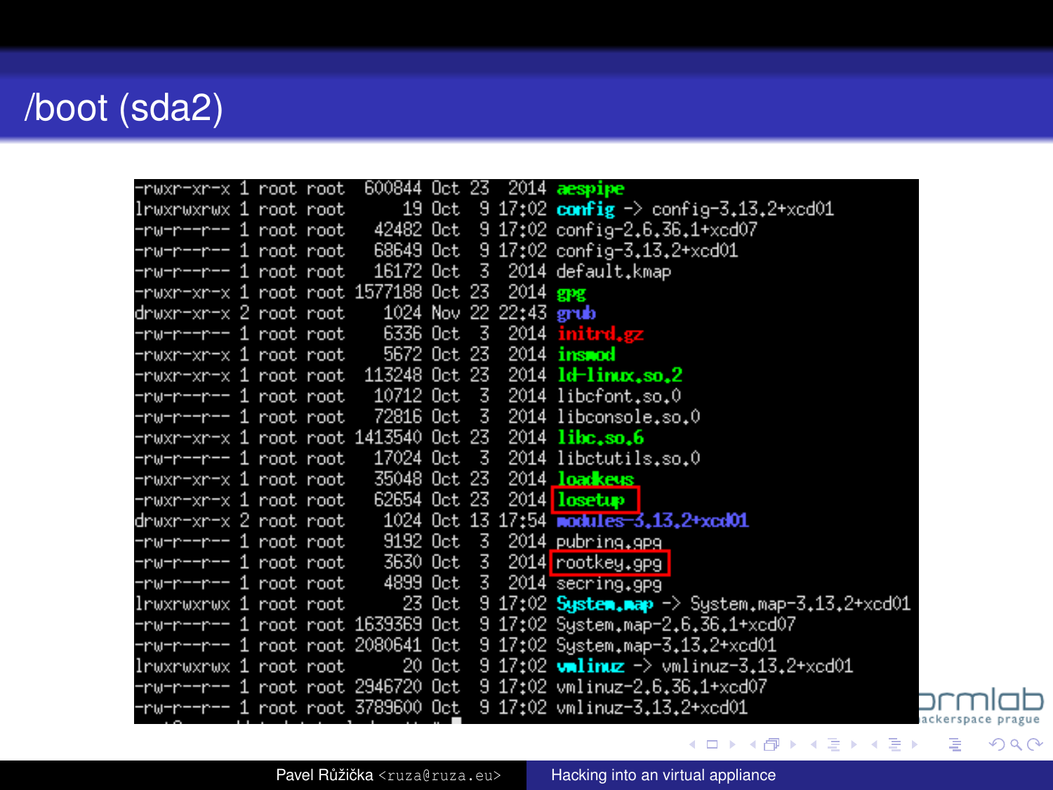# /boot (sda2)

```
-rwxr-xr-x 1 root root  600844 Oct 23  2014 aespipe
lrwxrwxrwx 1 root root      19 Oct  9 17:02 config -> config-3.13.2+xcd01
-rw-r--r-- 1 root root   42482 Oct  9 17:02 config-2.6.36.1+xcd07
-rw-r--r-- 1 root root   68649 Oct  9 17:02 config-3.13.2+xcd01
-rw-r--r-- 1 root root   16172 Oct  3  2014 default.kmap
-rwxr-xr-x 1 root root 1577188 Oct 23  2014 gpg
drwxr-xr-x 2 root root    1024 Nov 22 22:43 grub
-rw-r--r-- 1 root root    6336 Oct  3  2014 initrd.gz
-rwxr-xr-x 1 root root    5672 Oct 23  2014 insmod
-rwxr-xr-x 1 root root  113248 Oct 23  2014 ld-linux.so.2
-rw-r--r-- 1 root root   10712 Oct  3  2014 libcfont.so.0
-rw-r--r-- 1 root root   72816 Oct  3  2014 libconsole.so.0
-rwxr-xr-x 1 root root 1413540 Oct 23  2014 libc.so.6
-rw-r--r-- 1 root root   17024 Oct  3  2014 libctutils.so.0
-rwxr-xr-x 1 root root   35048 Oct 23  2014 loadkeys
-rwxr-xr-x 1 root root   62654 Oct 23  2014 losetup
drwxr-xr-x 2 root root    1024 Oct 13 17:54 modules-3.13.2+xcd01
-rw-r--r-- 1 root root    9192 Oct  3  2014 pubring.gpg
-rw-r--r-- 1 root root    3630 Oct  3  2014 rootkey.gpg
-rw-r--r-- 1 root root    4899 Oct  3  2014 secring.gpg
lrwxrwxrwx 1 root root      23 Oct  9 17:02 System.map -> System.map-3.13.2+xcd01
-rw-r--r-- 1 root root 1639369 Oct  9 17:02 System.map-2.6.36.1+xcd07
-rw-r--r-- 1 root root 2080641 Oct  9 17:02 System.map-3.13.2+xcd01
lrwxrwxrwx 1 root root      20 Oct  9 17:02 vmlinuz -> vmlinuz-3.13.2+xcd01
-rw-r--r-- 1 root root 2946720 Oct  9 17:02 vmlinuz-2.6.36.1+xcd07
-rw-r--r-- 1 root root 3789600 Oct  9 17:02 vmlinuz-3.13.2+xcd01
```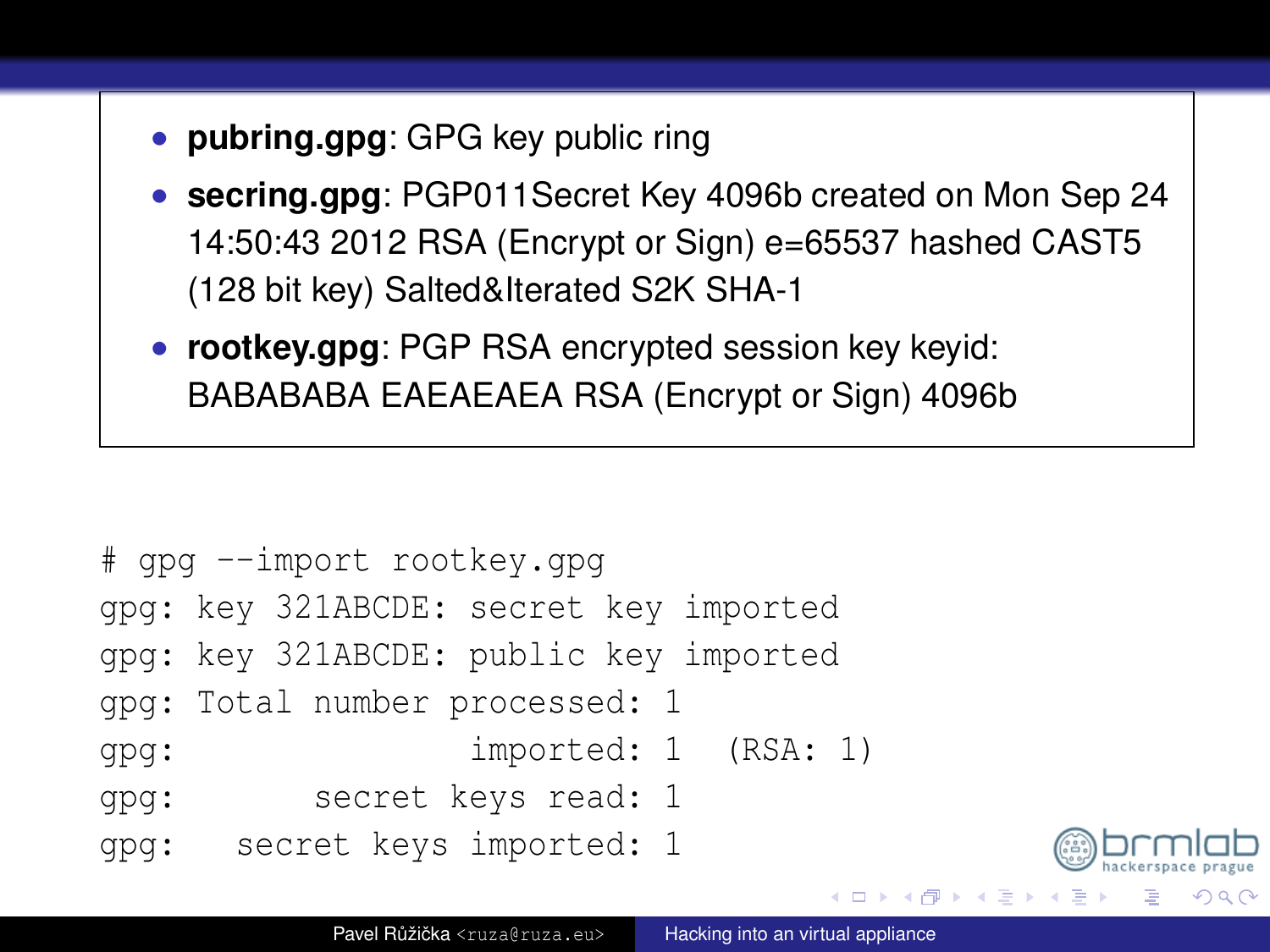- **pubring.gpg**: GPG key public ring
- **secring.gpg**: PGP011Secret Key 4096b created on Mon Sep 24 14:50:43 2012 RSA (Encrypt or Sign) e=65537 hashed CAST5 (128 bit key) Salted&Iterated S2K SHA-1
- **rootkey.gpg**: PGP RSA encrypted session key keyid: BABABABA EAEAEAEA RSA (Encrypt or Sign) 4096b

```
# gpg --import rootkey.gpg
gpg: key 321ABCDE: secret key imported
gpg: key 321ABCDE: public key imported
gpg: Total number processed: 1
gpg:               imported: 1  (RSA: 1)
gpg:       secret keys read: 1
gpg:   secret keys imported: 1
```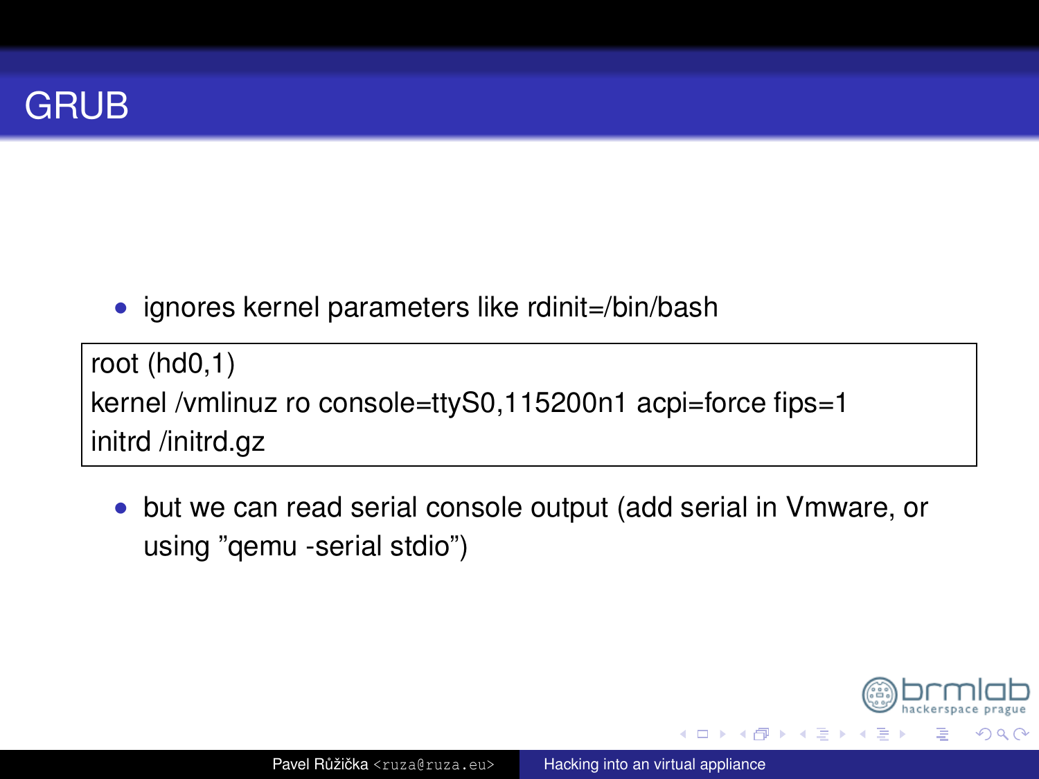# GRUB

- ignores kernel parameters like rdinit=/bin/bash

```
root (hd0,1)
kernel /vmlinuz ro console=ttyS0,115200n1 acpi=force fips=1
initrd /initrd.gz
```

- but we can read serial console output (add serial in Vmware, or using ”qemu -serial stdio”)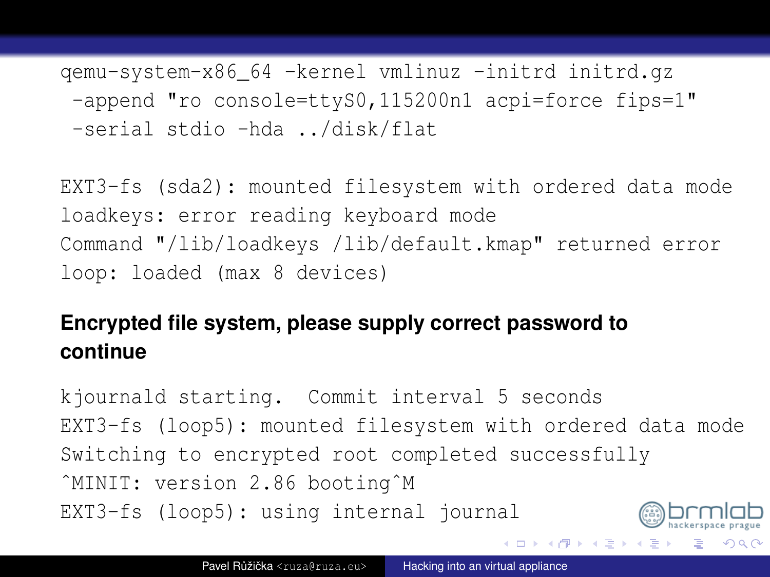```
qemu-system-x86_64 -kernel vmlinuz -initrd initrd.gz
 -append "ro console=ttyS0,115200n1 acpi=force fips=1"
 -serial stdio -hda ../disk/flat
```

```
EXT3-fs (sda2): mounted filesystem with ordered data mode
loadkeys: error reading keyboard mode
Command "/lib/loadkeys /lib/default.kmap" returned error
loop: loaded (max 8 devices)
```

**Encrypted file system, please supply correct password to continue**

```
kjournald starting.  Commit interval 5 seconds
EXT3-fs (loop5): mounted filesystem with ordered data mode
Switching to encrypted root completed successfully
^MINIT: version 2.86 booting^M
EXT3-fs (loop5): using internal journal
```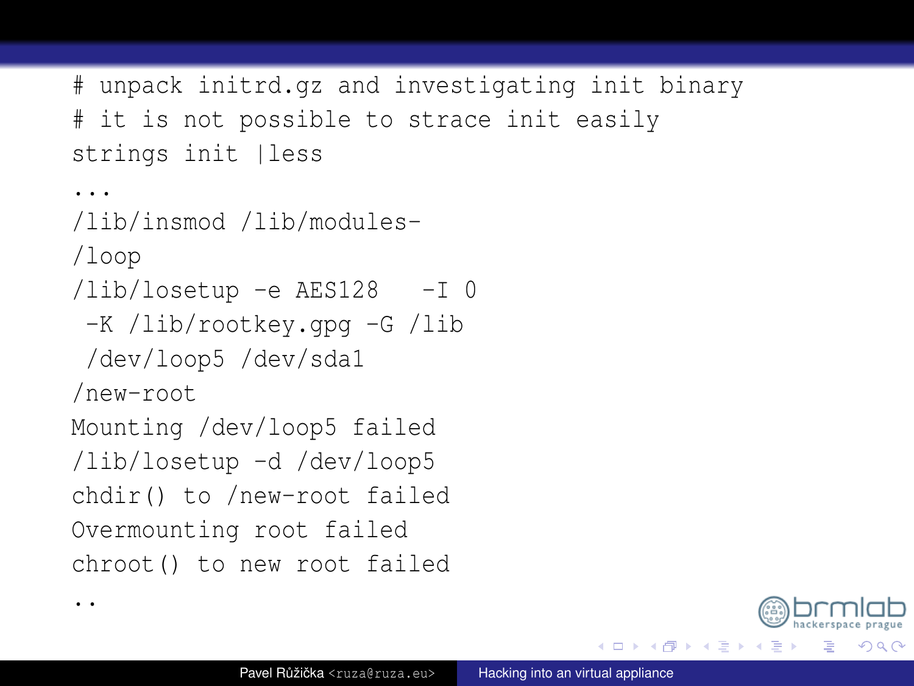```
# unpack initrd.gz and investigating init binary
# it is not possible to strace init easily
strings init |less
...
/lib/insmod /lib/modules-
/loop
/lib/losetup -e AES128   -I 0
 -K /lib/rootkey.gpg -G /lib
 /dev/loop5 /dev/sda1
/new-root
Mounting /dev/loop5 failed
/lib/losetup -d /dev/loop5
chdir() to /new-root failed
Overmounting root failed
chroot() to new root failed
..
```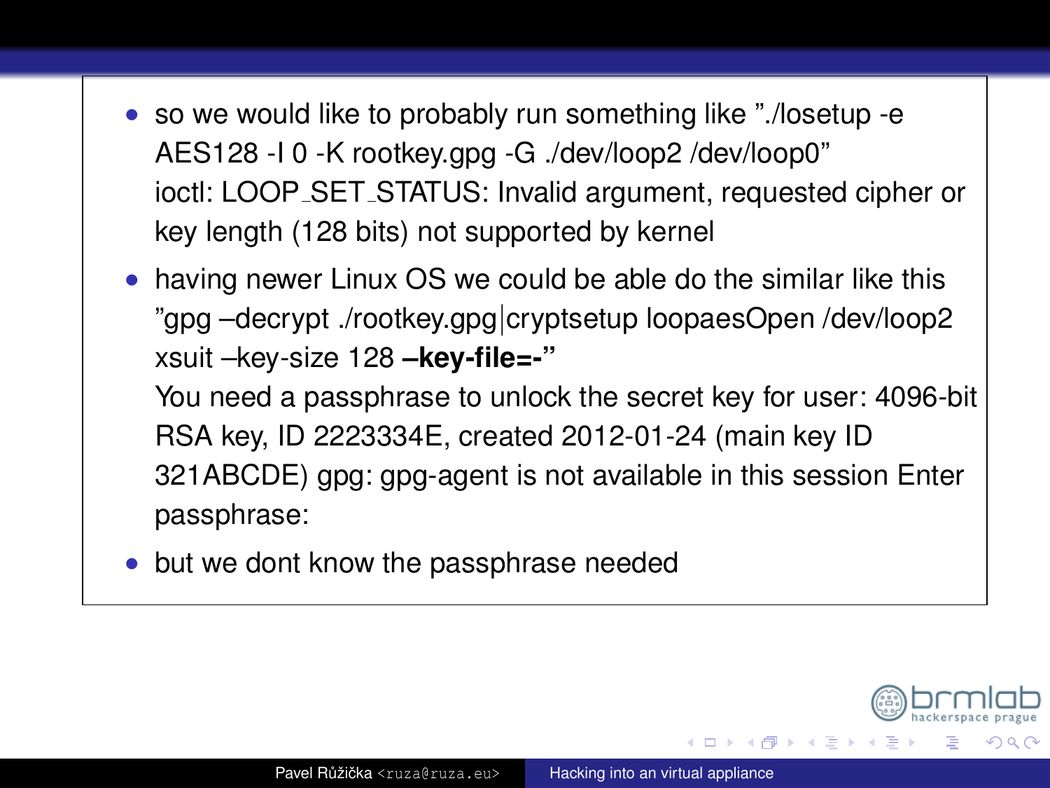- so we would like to probably run something like "./losetup -e AES128 -I 0 -K rootkey.gpg -G ./dev/loop2 /dev/loop0"
  ioctl: LOOP_SET_STATUS: Invalid argument, requested cipher or key length (128 bits) not supported by kernel
- having newer Linux OS we could be able do the similar like this "gpg –decrypt ./rootkey.gpg|cryptsetup loopaesOpen /dev/loop2 xsuit –key-size 128 **–key-file=-"**
  You need a passphrase to unlock the secret key for user: 4096-bit RSA key, ID 2223334E, created 2012-01-24 (main key ID 321ABCDE) gpg: gpg-agent is not available in this session Enter passphrase:
- but we dont know the passphrase needed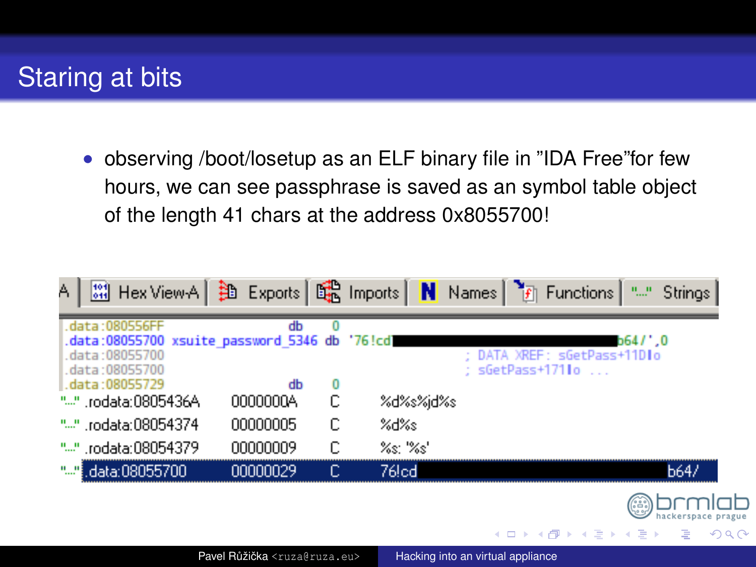# Staring at bits

- observing /boot/losetup as an ELF binary file in ”IDA Free”for few hours, we can see passphrase is saved as an symbol table object of the length 41 chars at the address 0x8055700!

```
.data:080556FF                db    0
.data:08055700 xsuite_password_5346 db '76!cd                                b64/',0
.data:08055700                                    ; DATA XREF: sGetPass+11D↑o
.data:08055700                                    ; sGetPass+171↑o ...
.data:08055729                db    0
```

| | Address | Length | Type | String |
|---|---|---|---|---|
| "..." | .rodata:0805436A | 0000000A | C | %d%s%jd%s |
| "..." | .rodata:08054374 | 00000005 | C | %d%s |
| "..." | .rodata:08054379 | 00000009 | C | %s: '%s' |
| "..." | .data:08055700 | 00000029 | C | 76!cd b64/ |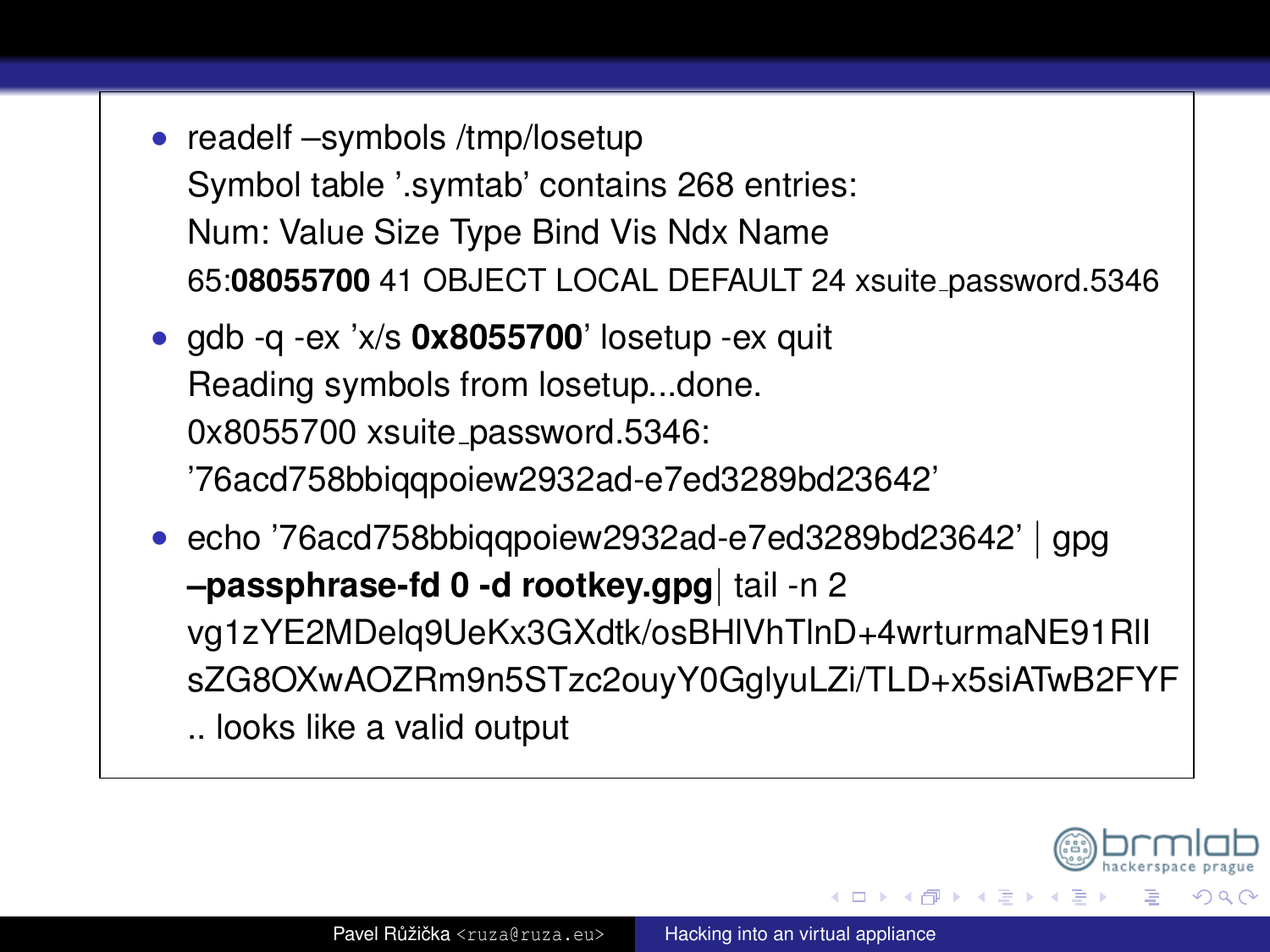- readelf –symbols /tmp/losetup
  Symbol table '.symtab' contains 268 entries:
  Num: Value Size Type Bind Vis Ndx Name
  65:**08055700** 41 OBJECT LOCAL DEFAULT 24 xsuite_password.5346
- gdb -q -ex 'x/s **0x8055700**' losetup -ex quit
  Reading symbols from losetup...done.
  0x8055700 xsuite_password.5346:
  '76acd758bbiqqpoiew2932ad-e7ed3289bd23642'
- echo '76acd758bbiqqpoiew2932ad-e7ed3289bd23642' | gpg **–passphrase-fd 0 -d rootkey.gpg**| tail -n 2
  vg1zYE2MDelq9UeKx3GXdtk/osBHlVhTlnD+4wrturmaNE91RlI
  sZG8OXwAOZRm9n5STzc2ouyY0GglyuLZi/TLD+x5siATwB2FYF
  .. looks like a valid output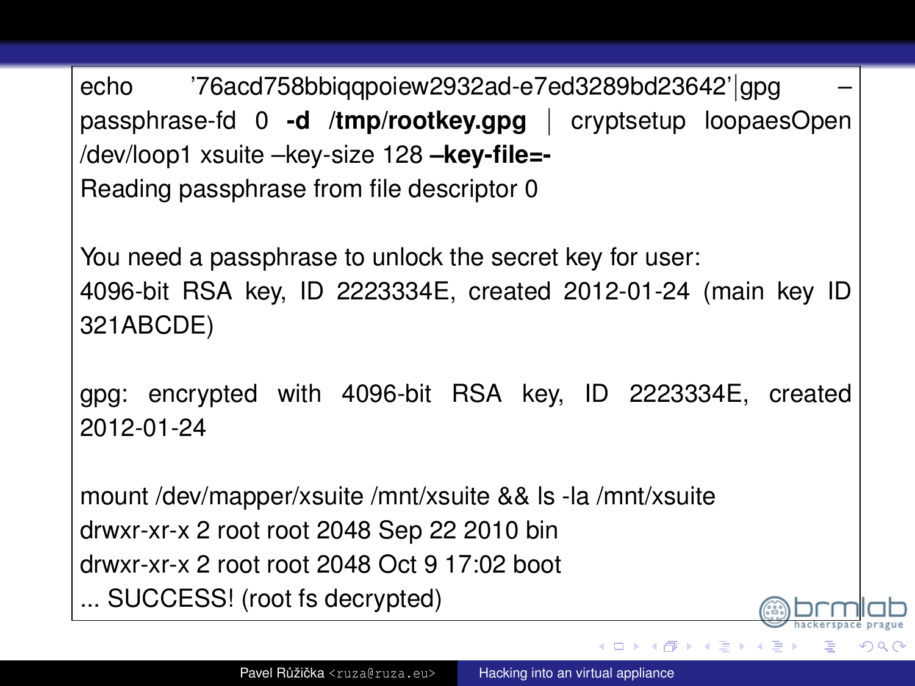```
echo '76acd758bbiqqpoiew2932ad-e7ed3289bd23642'|gpg –passphrase-fd 0 -d /tmp/rootkey.gpg | cryptsetup loopaesOpen /dev/loop1 xsuite –key-size 128 –key-file=-
Reading passphrase from file descriptor 0

You need a passphrase to unlock the secret key for user:
4096-bit RSA key, ID 2223334E, created 2012-01-24 (main key ID 321ABCDE)

gpg: encrypted with 4096-bit RSA key, ID 2223334E, created 2012-01-24

mount /dev/mapper/xsuite /mnt/xsuite && ls -la /mnt/xsuite
drwxr-xr-x 2 root root 2048 Sep 22 2010 bin
drwxr-xr-x 2 root root 2048 Oct 9 17:02 boot
... SUCCESS! (root fs decrypted)
```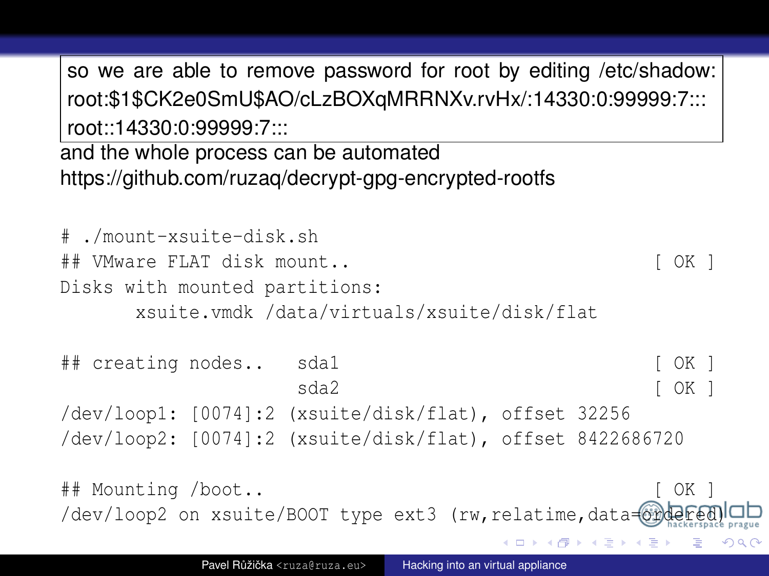so we are able to remove password for root by editing /etc/shadow:

root:$1$CK2e0SmU$AO/cLzBOXqMRRNXv.rvHx/:14330:0:99999:7:::

root::14330:0:99999:7:::

and the whole process can be automated
https://github.com/ruzaq/decrypt-gpg-encrypted-rootfs

```
# ./mount-xsuite-disk.sh
## VMware FLAT disk mount..                                  [ OK ]
Disks with mounted partitions:
       xsuite.vmdk /data/virtuals/xsuite/disk/flat

## creating nodes..   sda1                                   [ OK ]
                      sda2                                   [ OK ]
/dev/loop1: [0074]:2 (xsuite/disk/flat), offset 32256
/dev/loop2: [0074]:2 (xsuite/disk/flat), offset 8422686720

## Mounting /boot..                                          [ OK ]
/dev/loop2 on xsuite/BOOT type ext3 (rw,relatime,data=ordered)
```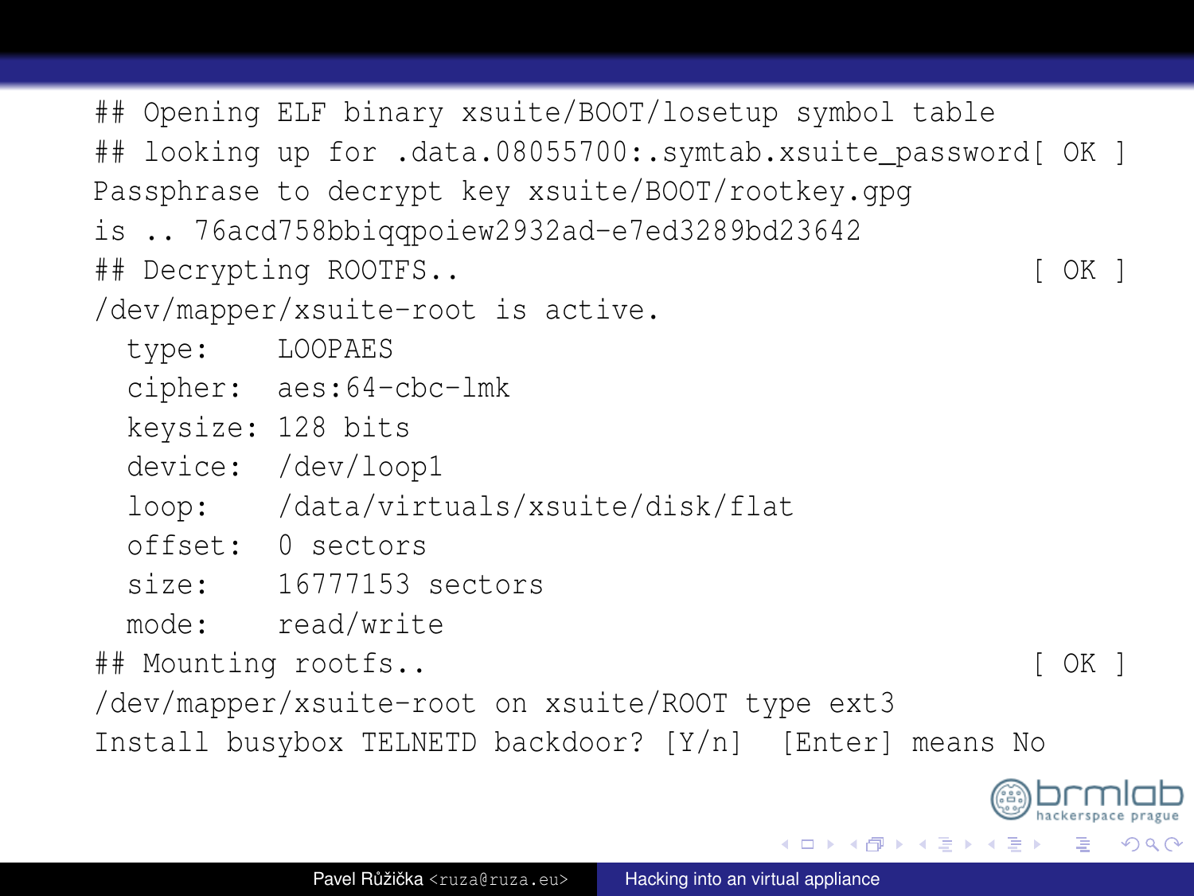```
## Opening ELF binary xsuite/BOOT/losetup symbol table
## looking up for .data.08055700:.symtab.xsuite_password[ OK ]
Passphrase to decrypt key xsuite/BOOT/rootkey.gpg
is .. 76acd758bbiqqpoiew2932ad-e7ed3289bd23642
## Decrypting ROOTFS..                                        [ OK ]
/dev/mapper/xsuite-root is active.
  type:    LOOPAES
  cipher:  aes:64-cbc-lmk
  keysize: 128 bits
  device:  /dev/loop1
  loop:    /data/virtuals/xsuite/disk/flat
  offset:  0 sectors
  size:    16777153 sectors
  mode:    read/write
## Mounting rootfs..                                          [ OK ]
/dev/mapper/xsuite-root on xsuite/ROOT type ext3
Install busybox TELNETD backdoor? [Y/n]  [Enter] means No
```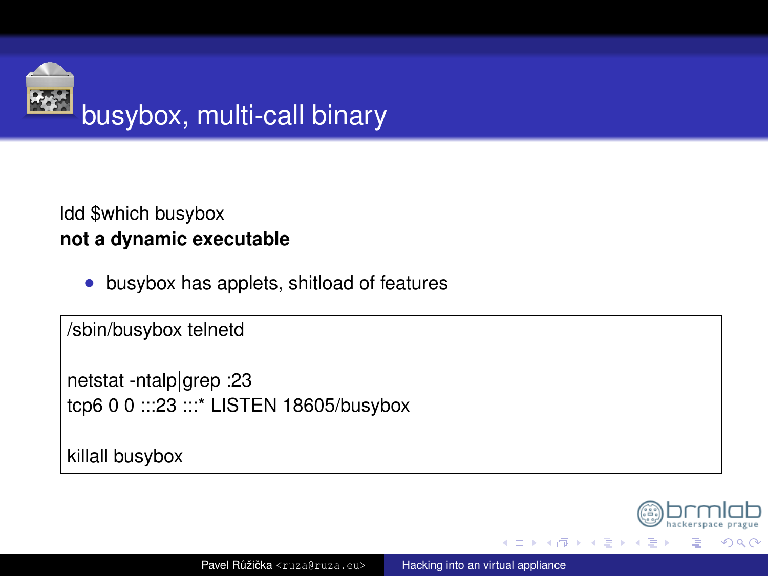# busybox, multi-call binary

ldd $which busybox
**not a dynamic executable**

- busybox has applets, shitload of features

```
/sbin/busybox telnetd

netstat -ntalp|grep :23
tcp6 0 0 :::23 :::* LISTEN 18605/busybox

killall busybox
```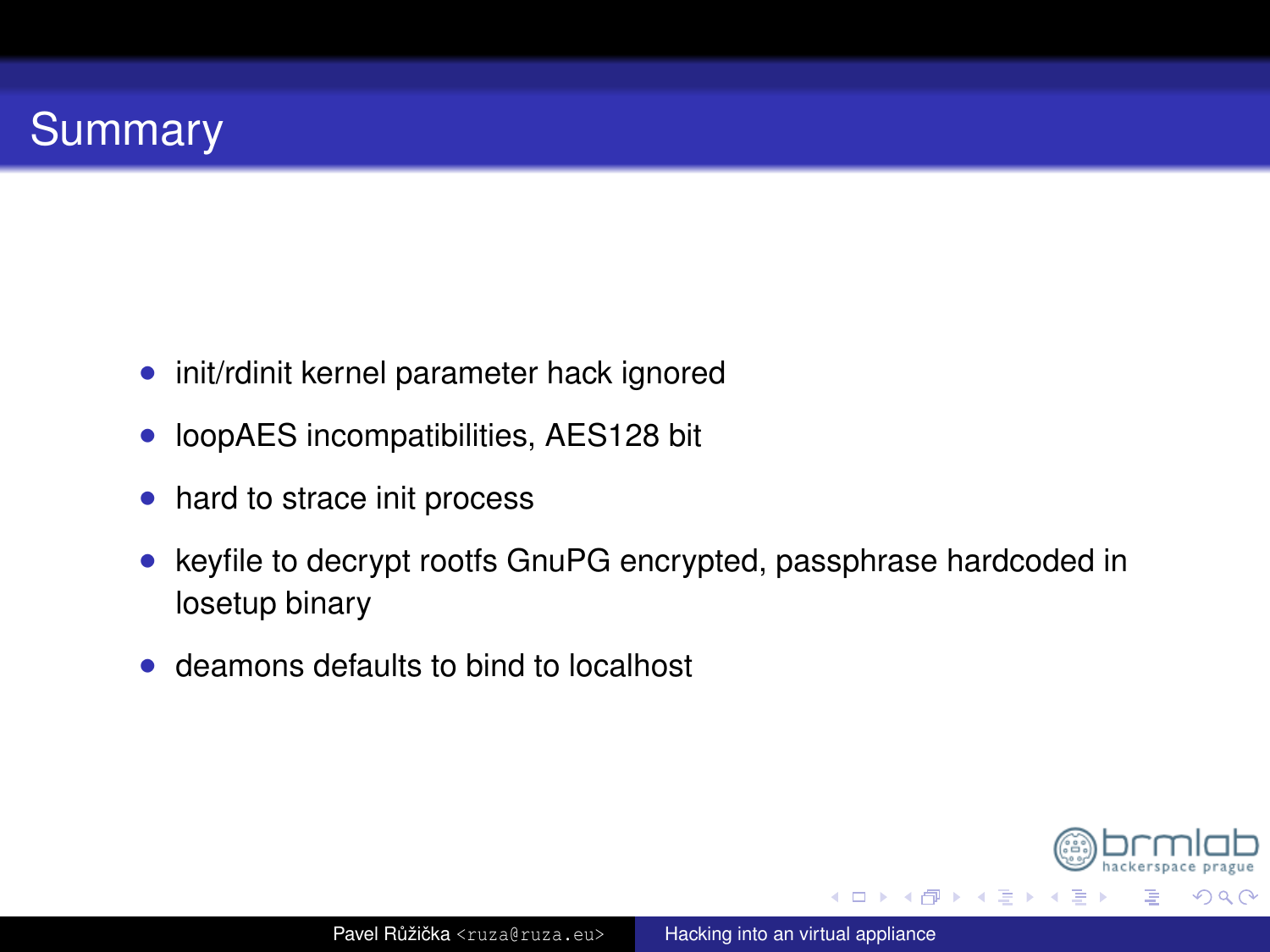# Summary

- init/rdinit kernel parameter hack ignored
- loopAES incompatibilities, AES128 bit
- hard to strace init process
- keyfile to decrypt rootfs GnuPG encrypted, passphrase hardcoded in losetup binary
- deamons defaults to bind to localhost